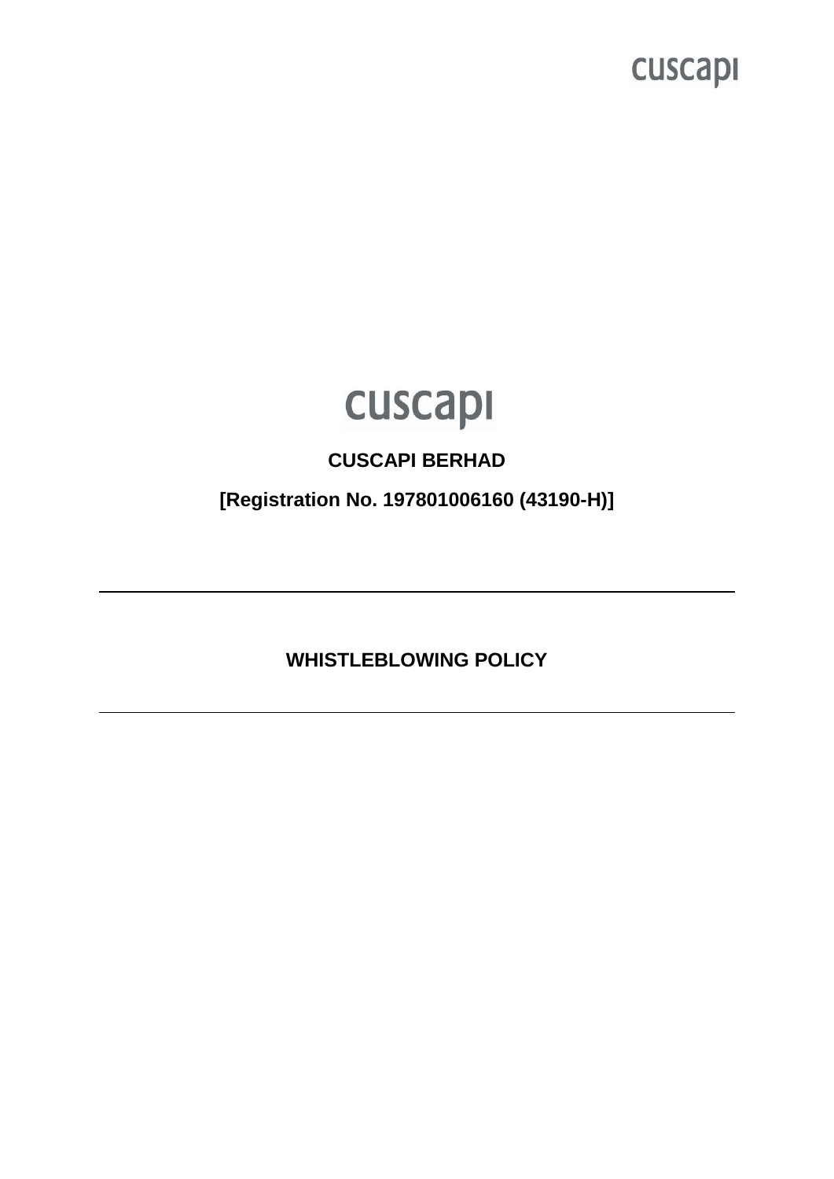**CUSCAPI BERHAD**

**[Registration No. 197801006160 (43190-H)]**

---

# WHISTLEBLOWING POLICY

---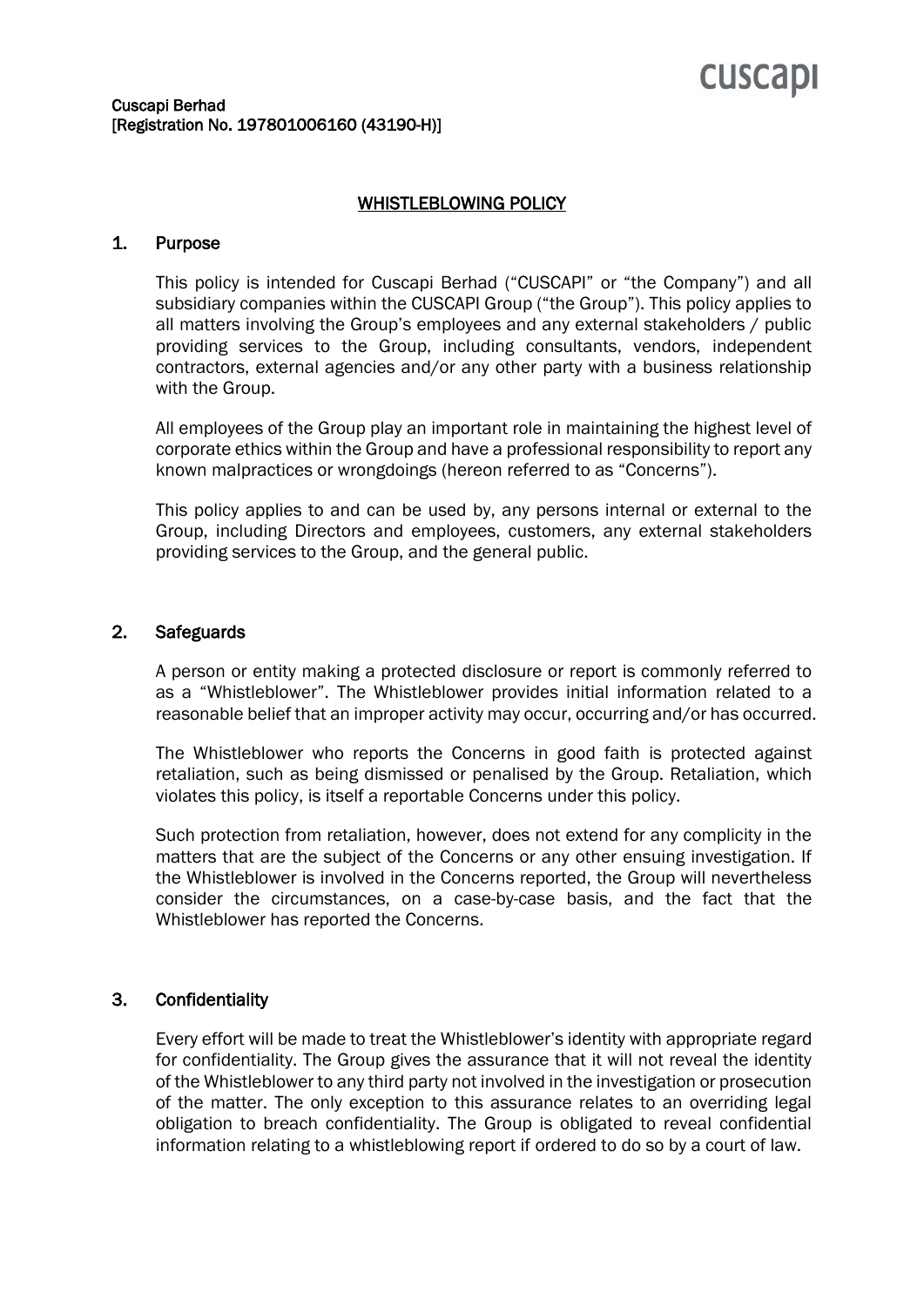Cuscapi Berhad
[Registration No. 197801006160 (43190-H)]

# WHISTLEBLOWING POLICY

## 1. Purpose

This policy is intended for Cuscapi Berhad ("CUSCAPI" or "the Company") and all subsidiary companies within the CUSCAPI Group ("the Group"). This policy applies to all matters involving the Group's employees and any external stakeholders / public providing services to the Group, including consultants, vendors, independent contractors, external agencies and/or any other party with a business relationship with the Group.

All employees of the Group play an important role in maintaining the highest level of corporate ethics within the Group and have a professional responsibility to report any known malpractices or wrongdoings (hereon referred to as "Concerns").

This policy applies to and can be used by, any persons internal or external to the Group, including Directors and employees, customers, any external stakeholders providing services to the Group, and the general public.

## 2. Safeguards

A person or entity making a protected disclosure or report is commonly referred to as a "Whistleblower". The Whistleblower provides initial information related to a reasonable belief that an improper activity may occur, occurring and/or has occurred.

The Whistleblower who reports the Concerns in good faith is protected against retaliation, such as being dismissed or penalised by the Group. Retaliation, which violates this policy, is itself a reportable Concerns under this policy.

Such protection from retaliation, however, does not extend for any complicity in the matters that are the subject of the Concerns or any other ensuing investigation. If the Whistleblower is involved in the Concerns reported, the Group will nevertheless consider the circumstances, on a case-by-case basis, and the fact that the Whistleblower has reported the Concerns.

## 3. Confidentiality

Every effort will be made to treat the Whistleblower's identity with appropriate regard for confidentiality. The Group gives the assurance that it will not reveal the identity of the Whistleblower to any third party not involved in the investigation or prosecution of the matter. The only exception to this assurance relates to an overriding legal obligation to breach confidentiality. The Group is obligated to reveal confidential information relating to a whistleblowing report if ordered to do so by a court of law.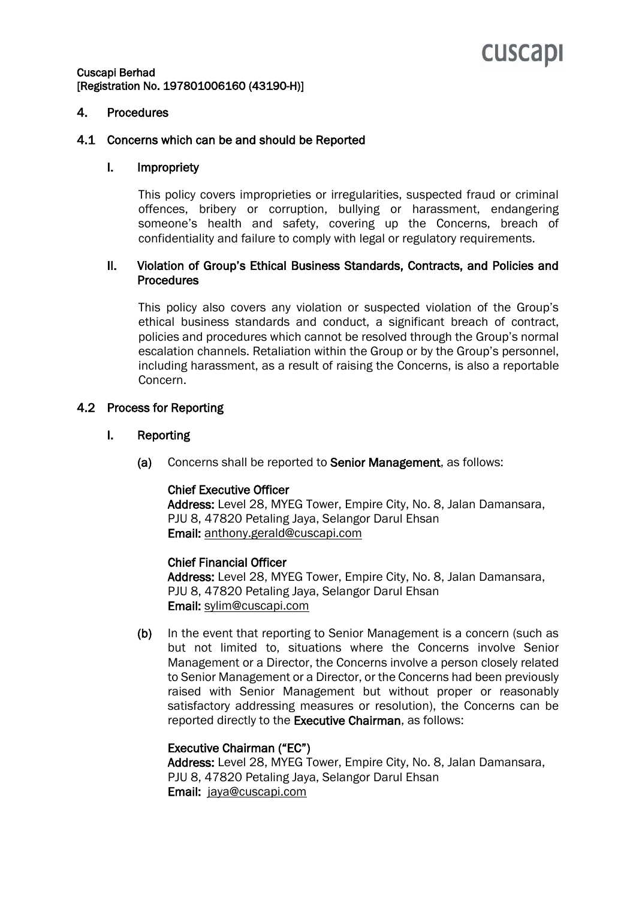## 4. Procedures

### 4.1 Concerns which can be and should be Reported

#### I. Impropriety

This policy covers improprieties or irregularities, suspected fraud or criminal offences, bribery or corruption, bullying or harassment, endangering someone's health and safety, covering up the Concerns, breach of confidentiality and failure to comply with legal or regulatory requirements.

#### II. Violation of Group's Ethical Business Standards, Contracts, and Policies and Procedures

This policy also covers any violation or suspected violation of the Group's ethical business standards and conduct, a significant breach of contract, policies and procedures which cannot be resolved through the Group's normal escalation channels. Retaliation within the Group or by the Group's personnel, including harassment, as a result of raising the Concerns, is also a reportable Concern.

### 4.2 Process for Reporting

#### I. Reporting

**(a)** Concerns shall be reported to **Senior Management**, as follows:

**Chief Executive Officer**
**Address:** Level 28, MYEG Tower, Empire City, No. 8, Jalan Damansara, PJU 8, 47820 Petaling Jaya, Selangor Darul Ehsan
**Email:** anthony.gerald@cuscapi.com

**Chief Financial Officer**
**Address:** Level 28, MYEG Tower, Empire City, No. 8, Jalan Damansara, PJU 8, 47820 Petaling Jaya, Selangor Darul Ehsan
**Email:** sylim@cuscapi.com

**(b)** In the event that reporting to Senior Management is a concern (such as but not limited to, situations where the Concerns involve Senior Management or a Director, the Concerns involve a person closely related to Senior Management or a Director, or the Concerns had been previously raised with Senior Management but without proper or reasonably satisfactory addressing measures or resolution), the Concerns can be reported directly to the **Executive Chairman**, as follows:

**Executive Chairman ("EC")**
**Address:** Level 28, MYEG Tower, Empire City, No. 8, Jalan Damansara, PJU 8, 47820 Petaling Jaya, Selangor Darul Ehsan
**Email:** jaya@cuscapi.com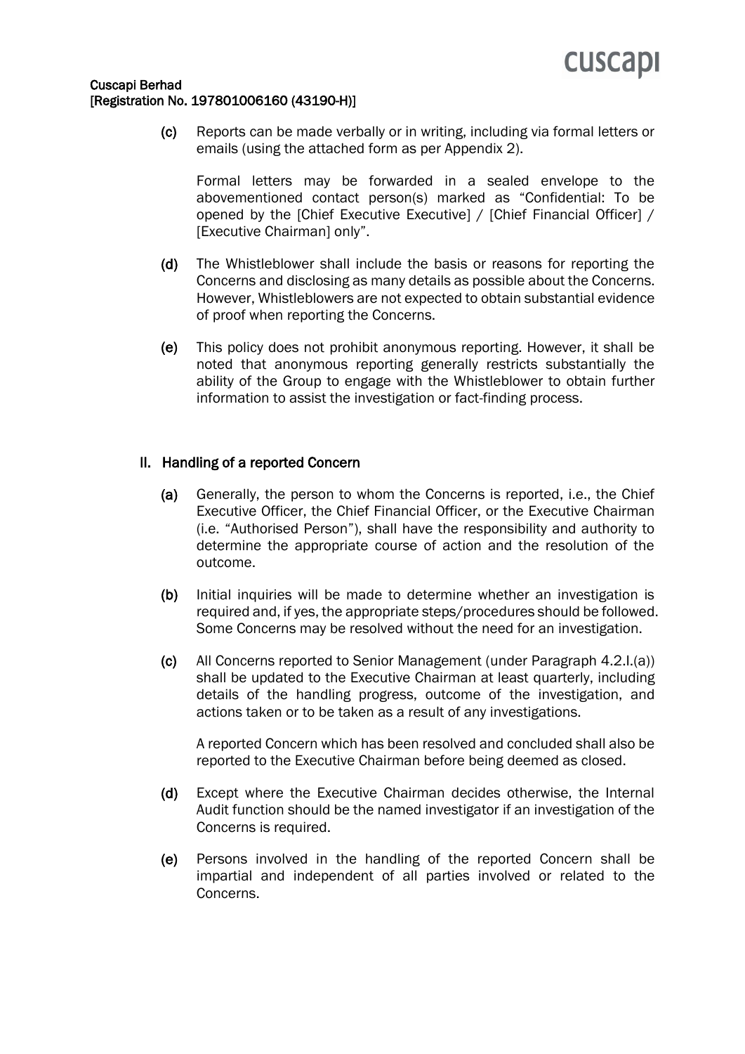(c) Reports can be made verbally or in writing, including via formal letters or emails (using the attached form as per Appendix 2).

Formal letters may be forwarded in a sealed envelope to the abovementioned contact person(s) marked as "Confidential: To be opened by the [Chief Executive Executive] / [Chief Financial Officer] / [Executive Chairman] only".

(d) The Whistleblower shall include the basis or reasons for reporting the Concerns and disclosing as many details as possible about the Concerns. However, Whistleblowers are not expected to obtain substantial evidence of proof when reporting the Concerns.

(e) This policy does not prohibit anonymous reporting. However, it shall be noted that anonymous reporting generally restricts substantially the ability of the Group to engage with the Whistleblower to obtain further information to assist the investigation or fact-finding process.

## II. Handling of a reported Concern

(a) Generally, the person to whom the Concerns is reported, i.e., the Chief Executive Officer, the Chief Financial Officer, or the Executive Chairman (i.e. "Authorised Person"), shall have the responsibility and authority to determine the appropriate course of action and the resolution of the outcome.

(b) Initial inquiries will be made to determine whether an investigation is required and, if yes, the appropriate steps/procedures should be followed. Some Concerns may be resolved without the need for an investigation.

(c) All Concerns reported to Senior Management (under Paragraph 4.2.I.(a)) shall be updated to the Executive Chairman at least quarterly, including details of the handling progress, outcome of the investigation, and actions taken or to be taken as a result of any investigations.

A reported Concern which has been resolved and concluded shall also be reported to the Executive Chairman before being deemed as closed.

(d) Except where the Executive Chairman decides otherwise, the Internal Audit function should be the named investigator if an investigation of the Concerns is required.

(e) Persons involved in the handling of the reported Concern shall be impartial and independent of all parties involved or related to the Concerns.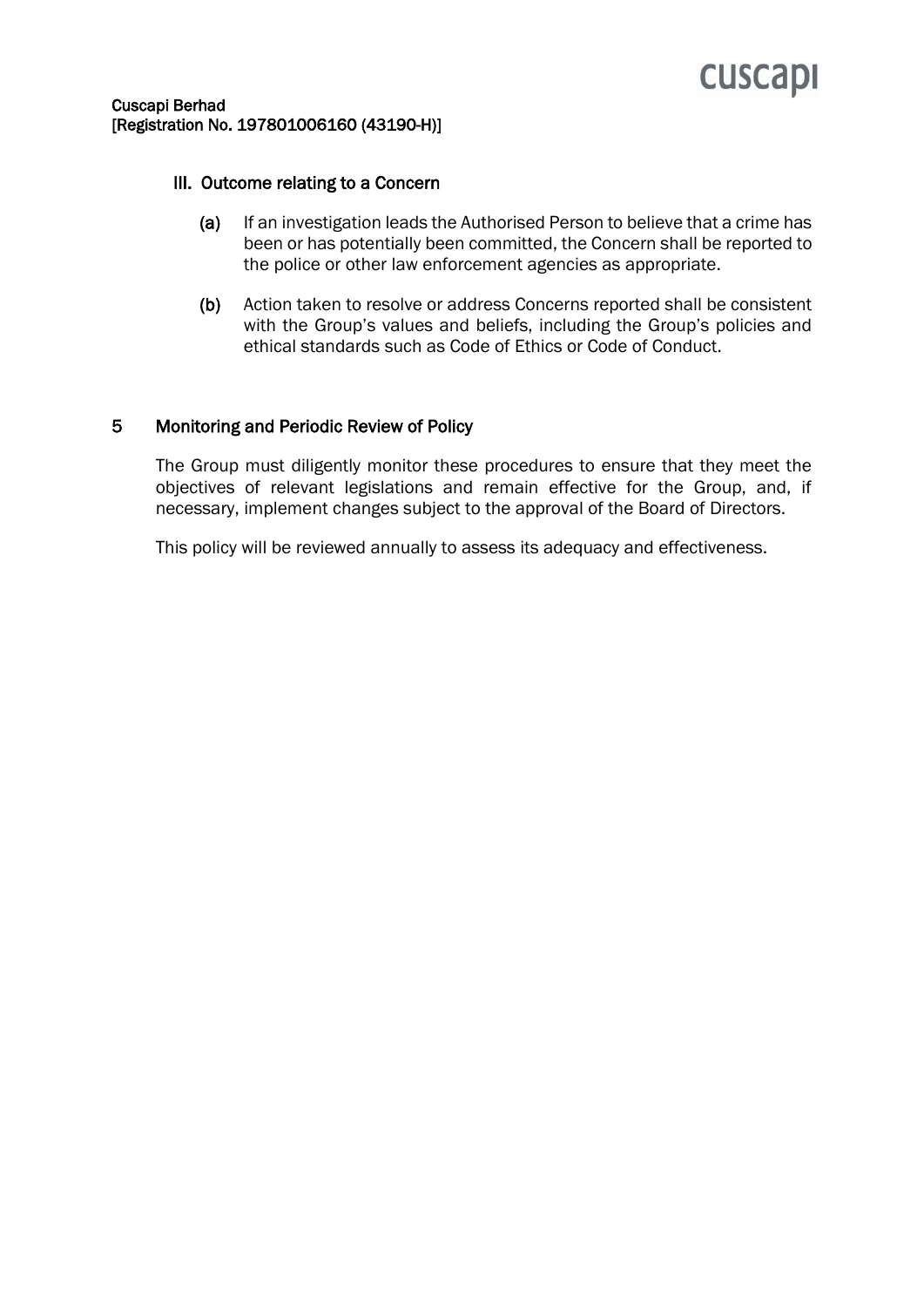### III. Outcome relating to a Concern

**(a)** If an investigation leads the Authorised Person to believe that a crime has been or has potentially been committed, the Concern shall be reported to the police or other law enforcement agencies as appropriate.

**(b)** Action taken to resolve or address Concerns reported shall be consistent with the Group's values and beliefs, including the Group's policies and ethical standards such as Code of Ethics or Code of Conduct.

## 5 Monitoring and Periodic Review of Policy

The Group must diligently monitor these procedures to ensure that they meet the objectives of relevant legislations and remain effective for the Group, and, if necessary, implement changes subject to the approval of the Board of Directors.

This policy will be reviewed annually to assess its adequacy and effectiveness.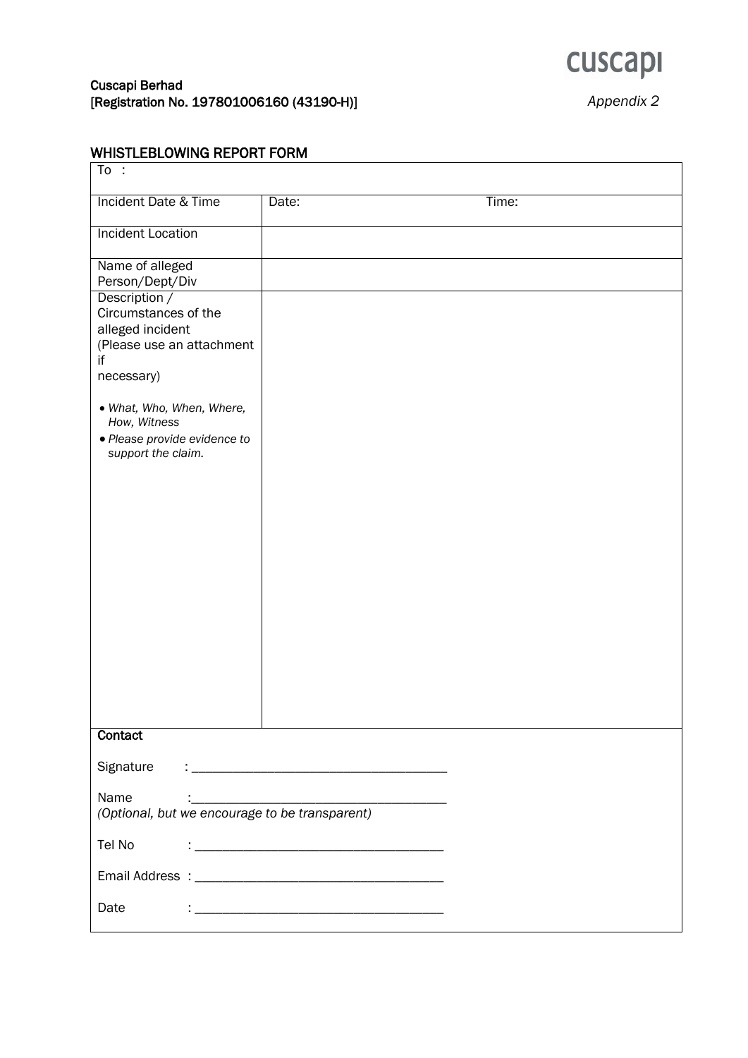Cuscapi Berhad
[Registration No. 197801006160 (43190-H)]

cuscapi

*Appendix 2*

## WHISTLEBLOWING REPORT FORM

| | | |
|---|---|---|
| To : | | |
| Incident Date & Time | Date: | Time: |
| Incident Location | | |
| Name of alleged Person/Dept/Div | | |
| Description / Circumstances of the alleged incident (Please use an attachment if necessary)<br><br>• *What, Who, When, Where, How, Witness*<br>• *Please provide evidence to support the claim.* | | |

**Contact**

Signature : ____________________________________

Name :____________________________________
*(Optional, but we encourage to be transparent)*

Tel No : ____________________________________

Email Address : ____________________________________

Date : ____________________________________